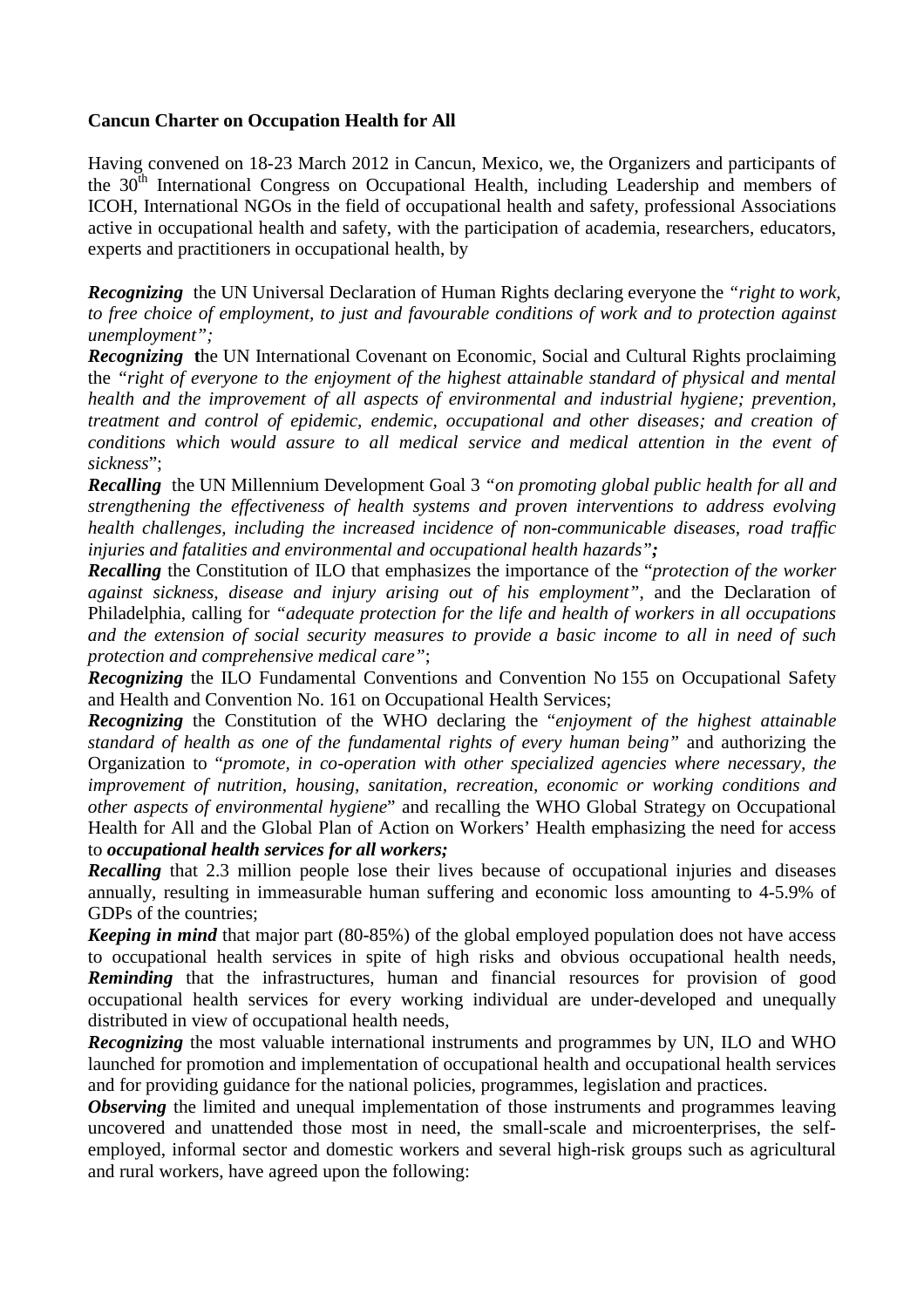**Cancun Charter on Occupation Health for All**

Having convened on 18-23 March 2012 in Cancun, Mexico, we, the Organizers and participants of the 30th International Congress on Occupational Health, including Leadership and members of ICOH, International NGOs in the field of occupational health and safety, professional Associations active in occupational health and safety, with the participation of academia, researchers, educators, experts and practitioners in occupational health, by

***Recognizing*** the UN Universal Declaration of Human Rights declaring everyone the *"right to work, to free choice of employment, to just and favourable conditions of work and to protection against unemployment";*

***Recognizing*** the UN International Covenant on Economic, Social and Cultural Rights proclaiming the *"right of everyone to the enjoyment of the highest attainable standard of physical and mental health and the improvement of all aspects of environmental and industrial hygiene; prevention, treatment and control of epidemic, endemic, occupational and other diseases; and creation of conditions which would assure to all medical service and medical attention in the event of sickness*";

***Recalling*** the UN Millennium Development Goal 3 *"on promoting global public health for all and strengthening the effectiveness of health systems and proven interventions to address evolving health challenges, including the increased incidence of non-communicable diseases, road traffic injuries and fatalities and environmental and occupational health hazards"****;***

***Recalling*** the Constitution of ILO that emphasizes the importance of the "*protection of the worker against sickness, disease and injury arising out of his employment"*, and the Declaration of Philadelphia, calling for *"adequate protection for the life and health of workers in all occupations and the extension of social security measures to provide a basic income to all in need of such protection and comprehensive medical care"*;

***Recognizing*** the ILO Fundamental Conventions and Convention No 155 on Occupational Safety and Health and Convention No. 161 on Occupational Health Services;

***Recognizing*** the Constitution of the WHO declaring the "*enjoyment of the highest attainable standard of health as one of the fundamental rights of every human being"* and authorizing the Organization to "*promote, in co-operation with other specialized agencies where necessary, the improvement of nutrition, housing, sanitation, recreation, economic or working conditions and other aspects of environmental hygiene*" and recalling the WHO Global Strategy on Occupational Health for All and the Global Plan of Action on Workers' Health emphasizing the need for access to ***occupational health services for all workers;***

***Recalling*** that 2.3 million people lose their lives because of occupational injuries and diseases annually, resulting in immeasurable human suffering and economic loss amounting to 4-5.9% of GDPs of the countries;

***Keeping in mind*** that major part (80-85%) of the global employed population does not have access to occupational health services in spite of high risks and obvious occupational health needs,

***Reminding*** that the infrastructures, human and financial resources for provision of good occupational health services for every working individual are under-developed and unequally distributed in view of occupational health needs,

***Recognizing*** the most valuable international instruments and programmes by UN, ILO and WHO launched for promotion and implementation of occupational health and occupational health services and for providing guidance for the national policies, programmes, legislation and practices.

***Observing*** the limited and unequal implementation of those instruments and programmes leaving uncovered and unattended those most in need, the small-scale and microenterprises, the self-employed, informal sector and domestic workers and several high-risk groups such as agricultural and rural workers, have agreed upon the following: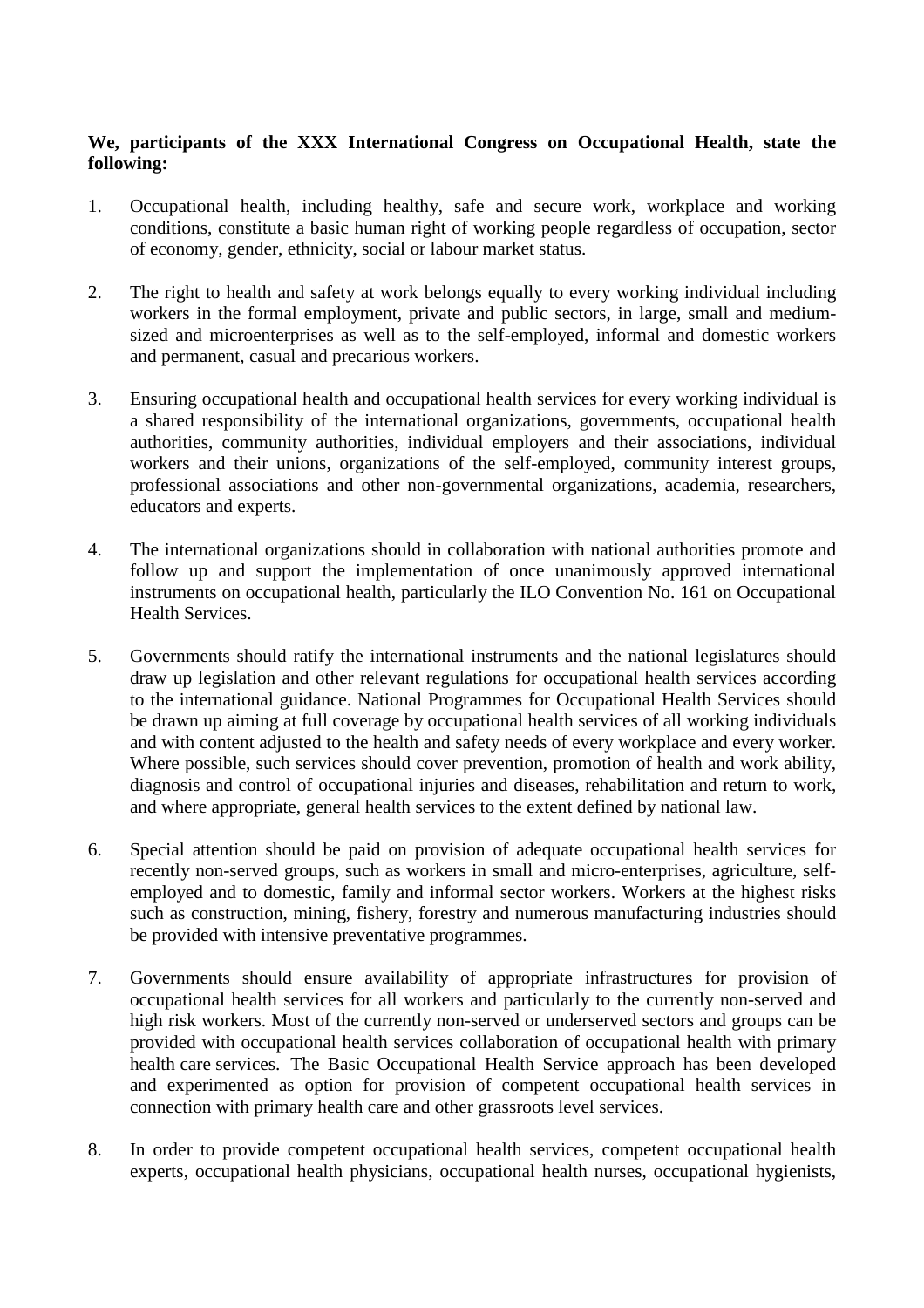**We, participants of the XXX International Congress on Occupational Health, state the following:**

1. Occupational health, including healthy, safe and secure work, workplace and working conditions, constitute a basic human right of working people regardless of occupation, sector of economy, gender, ethnicity, social or labour market status.

2. The right to health and safety at work belongs equally to every working individual including workers in the formal employment, private and public sectors, in large, small and medium-sized and microenterprises as well as to the self-employed, informal and domestic workers and permanent, casual and precarious workers.

3. Ensuring occupational health and occupational health services for every working individual is a shared responsibility of the international organizations, governments, occupational health authorities, community authorities, individual employers and their associations, individual workers and their unions, organizations of the self-employed, community interest groups, professional associations and other non-governmental organizations, academia, researchers, educators and experts.

4. The international organizations should in collaboration with national authorities promote and follow up and support the implementation of once unanimously approved international instruments on occupational health, particularly the ILO Convention No. 161 on Occupational Health Services.

5. Governments should ratify the international instruments and the national legislatures should draw up legislation and other relevant regulations for occupational health services according to the international guidance. National Programmes for Occupational Health Services should be drawn up aiming at full coverage by occupational health services of all working individuals and with content adjusted to the health and safety needs of every workplace and every worker. Where possible, such services should cover prevention, promotion of health and work ability, diagnosis and control of occupational injuries and diseases, rehabilitation and return to work, and where appropriate, general health services to the extent defined by national law.

6. Special attention should be paid on provision of adequate occupational health services for recently non-served groups, such as workers in small and micro-enterprises, agriculture, self-employed and to domestic, family and informal sector workers. Workers at the highest risks such as construction, mining, fishery, forestry and numerous manufacturing industries should be provided with intensive preventative programmes.

7. Governments should ensure availability of appropriate infrastructures for provision of occupational health services for all workers and particularly to the currently non-served and high risk workers. Most of the currently non-served or underserved sectors and groups can be provided with occupational health services collaboration of occupational health with primary health care services. The Basic Occupational Health Service approach has been developed and experimented as option for provision of competent occupational health services in connection with primary health care and other grassroots level services.

8. In order to provide competent occupational health services, competent occupational health experts, occupational health physicians, occupational health nurses, occupational hygienists,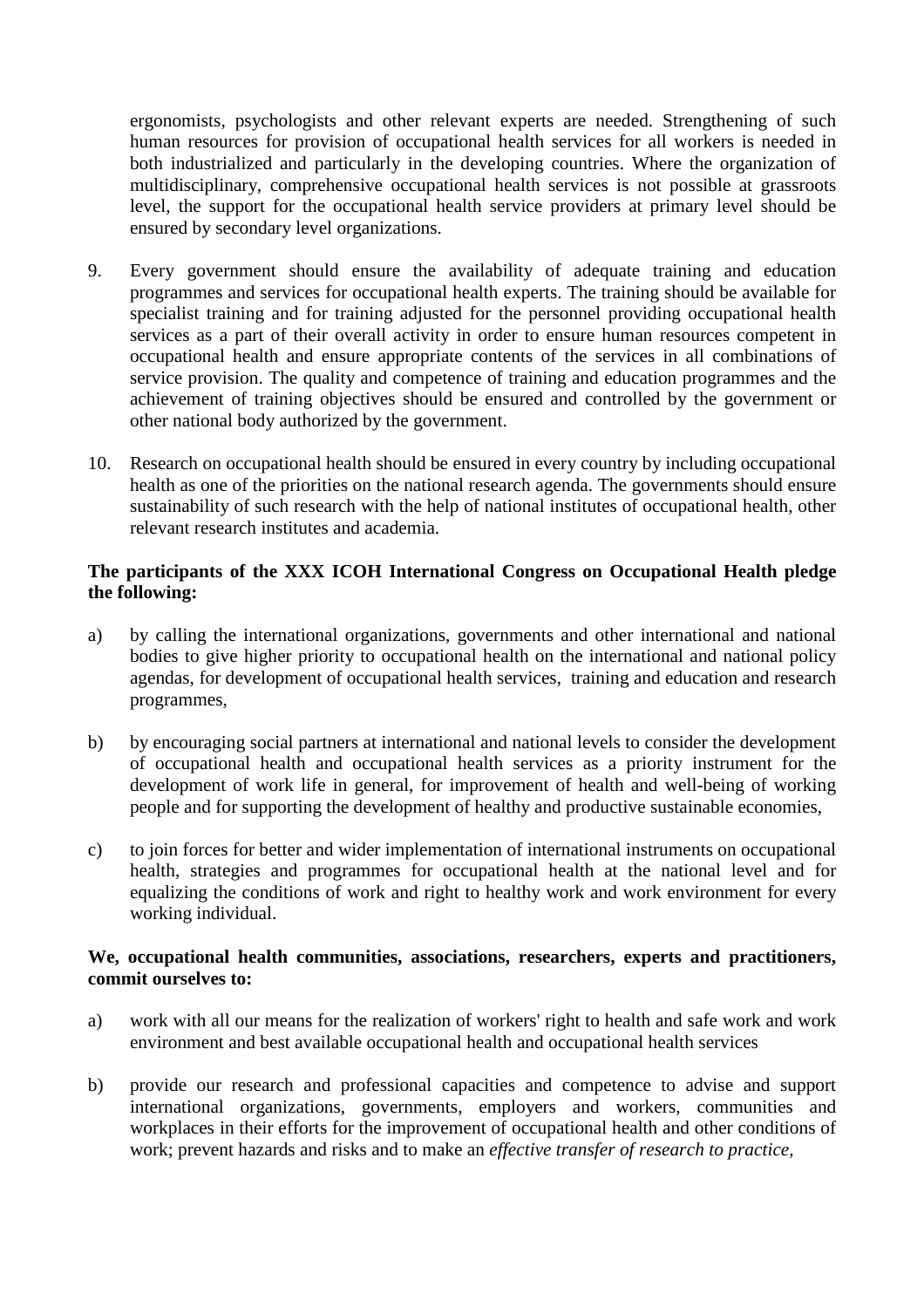ergonomists, psychologists and other relevant experts are needed. Strengthening of such human resources for provision of occupational health services for all workers is needed in both industrialized and particularly in the developing countries. Where the organization of multidisciplinary, comprehensive occupational health services is not possible at grassroots level, the support for the occupational health service providers at primary level should be ensured by secondary level organizations.

9. Every government should ensure the availability of adequate training and education programmes and services for occupational health experts. The training should be available for specialist training and for training adjusted for the personnel providing occupational health services as a part of their overall activity in order to ensure human resources competent in occupational health and ensure appropriate contents of the services in all combinations of service provision. The quality and competence of training and education programmes and the achievement of training objectives should be ensured and controlled by the government or other national body authorized by the government.

10. Research on occupational health should be ensured in every country by including occupational health as one of the priorities on the national research agenda. The governments should ensure sustainability of such research with the help of national institutes of occupational health, other relevant research institutes and academia.

**The participants of the XXX ICOH International Congress on Occupational Health pledge the following:**

a) by calling the international organizations, governments and other international and national bodies to give higher priority to occupational health on the international and national policy agendas, for development of occupational health services, training and education and research programmes,

b) by encouraging social partners at international and national levels to consider the development of occupational health and occupational health services as a priority instrument for the development of work life in general, for improvement of health and well-being of working people and for supporting the development of healthy and productive sustainable economies,

c) to join forces for better and wider implementation of international instruments on occupational health, strategies and programmes for occupational health at the national level and for equalizing the conditions of work and right to healthy work and work environment for every working individual.

**We, occupational health communities, associations, researchers, experts and practitioners, commit ourselves to:**

a) work with all our means for the realization of workers' right to health and safe work and work environment and best available occupational health and occupational health services

b) provide our research and professional capacities and competence to advise and support international organizations, governments, employers and workers, communities and workplaces in their efforts for the improvement of occupational health and other conditions of work; prevent hazards and risks and to make an *effective transfer of research to practice*,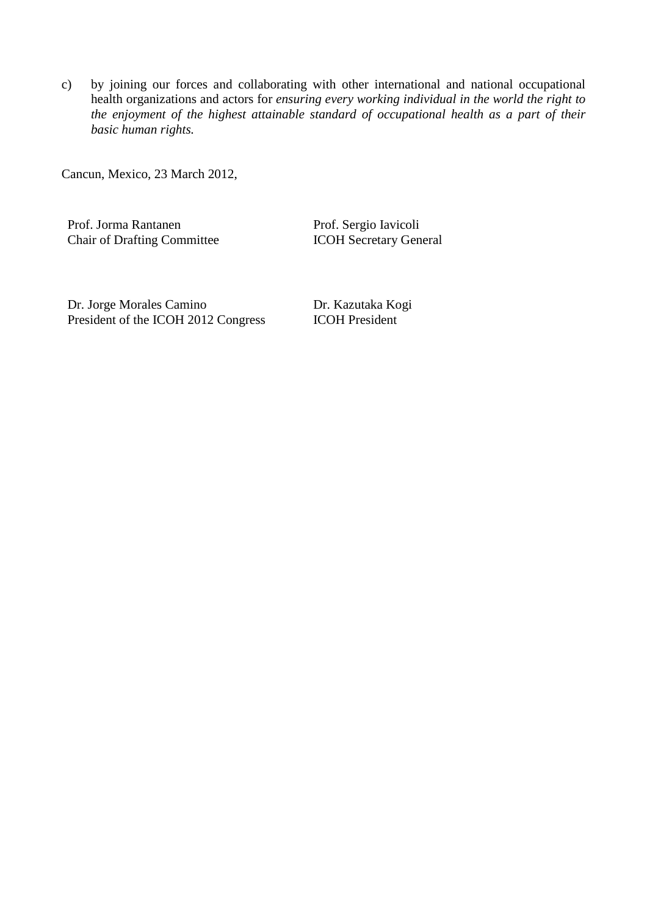c) by joining our forces and collaborating with other international and national occupational health organizations and actors for *ensuring every working individual in the world the right to the enjoyment of the highest attainable standard of occupational health as a part of their basic human rights.*

Cancun, Mexico, 23 March 2012,

| | |
|---|---|
| Prof. Jorma Rantanen<br>Chair of Drafting Committee | Prof. Sergio Iavicoli<br>ICOH Secretary General |
| Dr. Jorge Morales Camino<br>President of the ICOH 2012 Congress | Dr. Kazutaka Kogi<br>ICOH President |